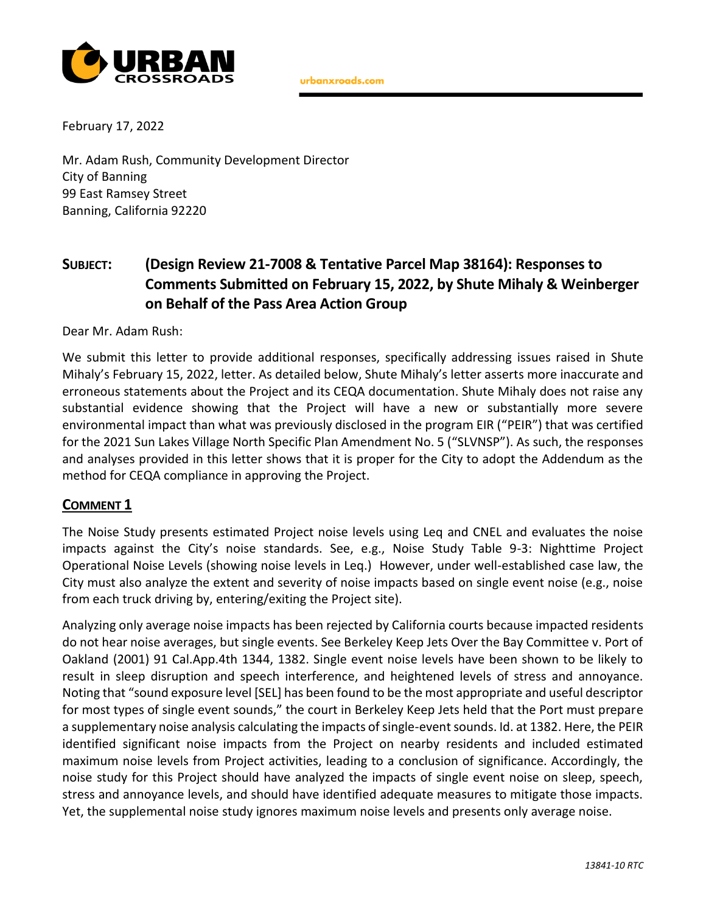URBAN CROSSROADS

urbanxroads.com

February 17, 2022

Mr. Adam Rush, Community Development Director
City of Banning
99 East Ramsey Street
Banning, California 92220

## SUBJECT: (Design Review 21-7008 & Tentative Parcel Map 38164): Responses to Comments Submitted on February 15, 2022, by Shute Mihaly & Weinberger on Behalf of the Pass Area Action Group

Dear Mr. Adam Rush:

We submit this letter to provide additional responses, specifically addressing issues raised in Shute Mihaly's February 15, 2022, letter. As detailed below, Shute Mihaly's letter asserts more inaccurate and erroneous statements about the Project and its CEQA documentation. Shute Mihaly does not raise any substantial evidence showing that the Project will have a new or substantially more severe environmental impact than what was previously disclosed in the program EIR ("PEIR") that was certified for the 2021 Sun Lakes Village North Specific Plan Amendment No. 5 ("SLVNSP"). As such, the responses and analyses provided in this letter shows that it is proper for the City to adopt the Addendum as the method for CEQA compliance in approving the Project.

### COMMENT 1

The Noise Study presents estimated Project noise levels using Leq and CNEL and evaluates the noise impacts against the City's noise standards. See, e.g., Noise Study Table 9-3: Nighttime Project Operational Noise Levels (showing noise levels in Leq.) However, under well-established case law, the City must also analyze the extent and severity of noise impacts based on single event noise (e.g., noise from each truck driving by, entering/exiting the Project site).

Analyzing only average noise impacts has been rejected by California courts because impacted residents do not hear noise averages, but single events. See Berkeley Keep Jets Over the Bay Committee v. Port of Oakland (2001) 91 Cal.App.4th 1344, 1382. Single event noise levels have been shown to be likely to result in sleep disruption and speech interference, and heightened levels of stress and annoyance. Noting that "sound exposure level [SEL] has been found to be the most appropriate and useful descriptor for most types of single event sounds," the court in Berkeley Keep Jets held that the Port must prepare a supplementary noise analysis calculating the impacts of single-event sounds. Id. at 1382. Here, the PEIR identified significant noise impacts from the Project on nearby residents and included estimated maximum noise levels from Project activities, leading to a conclusion of significance. Accordingly, the noise study for this Project should have analyzed the impacts of single event noise on sleep, speech, stress and annoyance levels, and should have identified adequate measures to mitigate those impacts. Yet, the supplemental noise study ignores maximum noise levels and presents only average noise.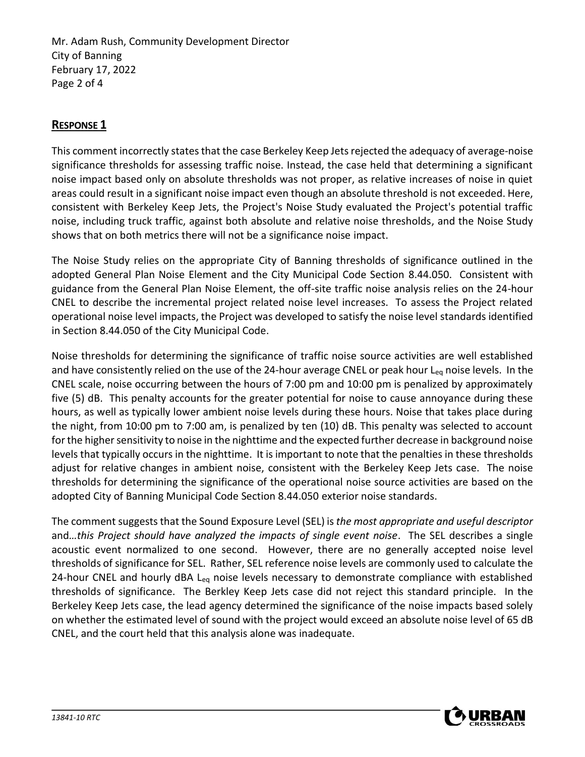Mr. Adam Rush, Community Development Director
City of Banning
February 17, 2022

## RESPONSE 1

This comment incorrectly states that the case Berkeley Keep Jets rejected the adequacy of average-noise significance thresholds for assessing traffic noise. Instead, the case held that determining a significant noise impact based only on absolute thresholds was not proper, as relative increases of noise in quiet areas could result in a significant noise impact even though an absolute threshold is not exceeded. Here, consistent with Berkeley Keep Jets, the Project's Noise Study evaluated the Project's potential traffic noise, including truck traffic, against both absolute and relative noise thresholds, and the Noise Study shows that on both metrics there will not be a significance noise impact.

The Noise Study relies on the appropriate City of Banning thresholds of significance outlined in the adopted General Plan Noise Element and the City Municipal Code Section 8.44.050. Consistent with guidance from the General Plan Noise Element, the off-site traffic noise analysis relies on the 24-hour CNEL to describe the incremental project related noise level increases. To assess the Project related operational noise level impacts, the Project was developed to satisfy the noise level standards identified in Section 8.44.050 of the City Municipal Code.

Noise thresholds for determining the significance of traffic noise source activities are well established and have consistently relied on the use of the 24-hour average CNEL or peak hour $L_{eq}$ noise levels. In the CNEL scale, noise occurring between the hours of 7:00 pm and 10:00 pm is penalized by approximately five (5) dB. This penalty accounts for the greater potential for noise to cause annoyance during these hours, as well as typically lower ambient noise levels during these hours. Noise that takes place during the night, from 10:00 pm to 7:00 am, is penalized by ten (10) dB. This penalty was selected to account for the higher sensitivity to noise in the nighttime and the expected further decrease in background noise levels that typically occurs in the nighttime. It is important to note that the penalties in these thresholds adjust for relative changes in ambient noise, consistent with the Berkeley Keep Jets case. The noise thresholds for determining the significance of the operational noise source activities are based on the adopted City of Banning Municipal Code Section 8.44.050 exterior noise standards.

The comment suggests that the Sound Exposure Level (SEL) is *the most appropriate and useful descriptor* and*…this Project should have analyzed the impacts of single event noise*. The SEL describes a single acoustic event normalized to one second. However, there are no generally accepted noise level thresholds of significance for SEL. Rather, SEL reference noise levels are commonly used to calculate the 24-hour CNEL and hourly dBA $L_{eq}$ noise levels necessary to demonstrate compliance with established thresholds of significance. The Berkley Keep Jets case did not reject this standard principle. In the Berkeley Keep Jets case, the lead agency determined the significance of the noise impacts based solely on whether the estimated level of sound with the project would exceed an absolute noise level of 65 dB CNEL, and the court held that this analysis alone was inadequate.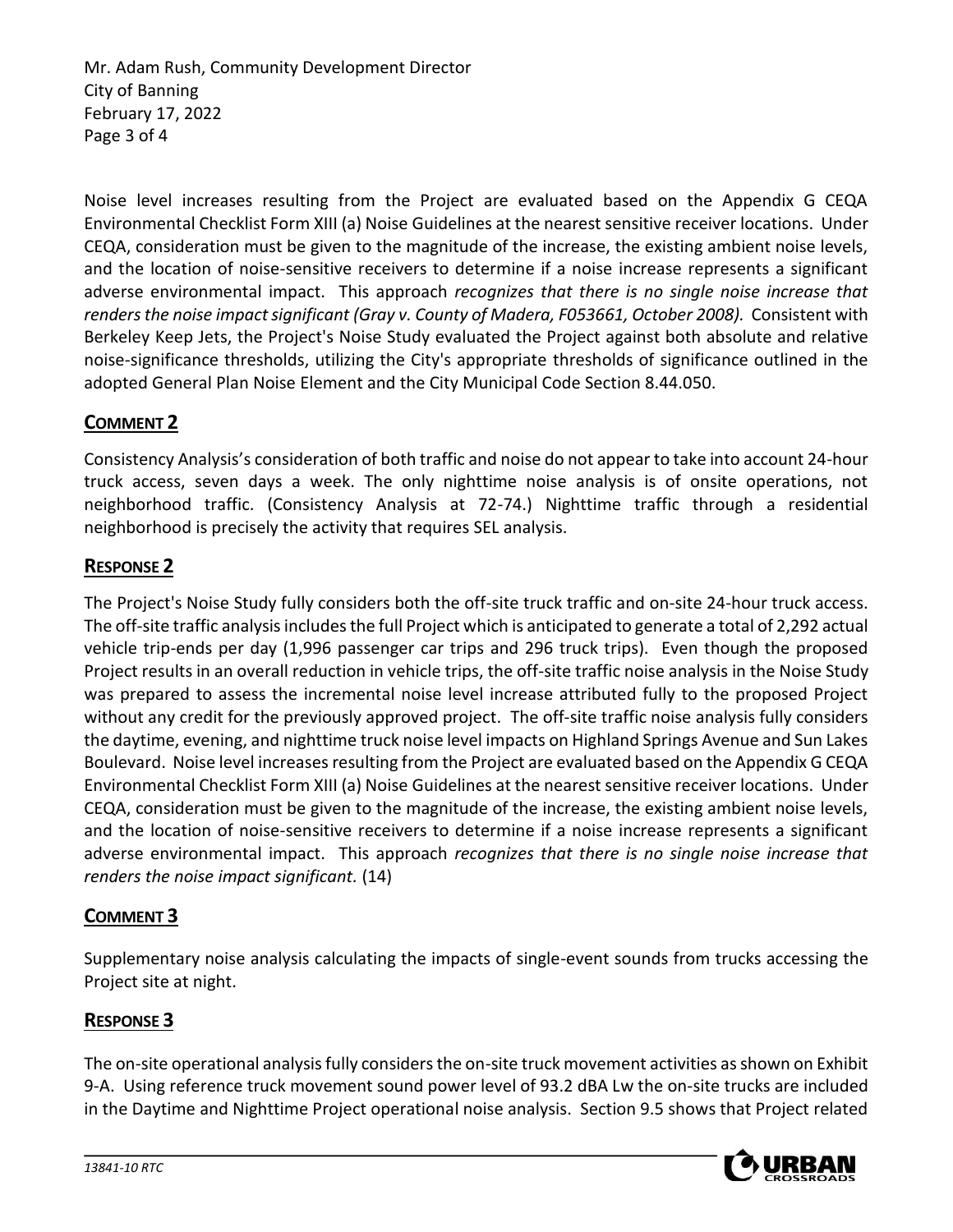Noise level increases resulting from the Project are evaluated based on the Appendix G CEQA Environmental Checklist Form XIII (a) Noise Guidelines at the nearest sensitive receiver locations. Under CEQA, consideration must be given to the magnitude of the increase, the existing ambient noise levels, and the location of noise-sensitive receivers to determine if a noise increase represents a significant adverse environmental impact. This approach *recognizes that there is no single noise increase that renders the noise impact significant (Gray v. County of Madera, F053661, October 2008).* Consistent with Berkeley Keep Jets, the Project's Noise Study evaluated the Project against both absolute and relative noise-significance thresholds, utilizing the City's appropriate thresholds of significance outlined in the adopted General Plan Noise Element and the City Municipal Code Section 8.44.050.

## COMMENT 2

Consistency Analysis's consideration of both traffic and noise do not appear to take into account 24-hour truck access, seven days a week. The only nighttime noise analysis is of onsite operations, not neighborhood traffic. (Consistency Analysis at 72-74.) Nighttime traffic through a residential neighborhood is precisely the activity that requires SEL analysis.

## RESPONSE 2

The Project's Noise Study fully considers both the off-site truck traffic and on-site 24-hour truck access. The off-site traffic analysis includes the full Project which is anticipated to generate a total of 2,292 actual vehicle trip-ends per day (1,996 passenger car trips and 296 truck trips). Even though the proposed Project results in an overall reduction in vehicle trips, the off-site traffic noise analysis in the Noise Study was prepared to assess the incremental noise level increase attributed fully to the proposed Project without any credit for the previously approved project. The off-site traffic noise analysis fully considers the daytime, evening, and nighttime truck noise level impacts on Highland Springs Avenue and Sun Lakes Boulevard. Noise level increases resulting from the Project are evaluated based on the Appendix G CEQA Environmental Checklist Form XIII (a) Noise Guidelines at the nearest sensitive receiver locations. Under CEQA, consideration must be given to the magnitude of the increase, the existing ambient noise levels, and the location of noise-sensitive receivers to determine if a noise increase represents a significant adverse environmental impact. This approach *recognizes that there is no single noise increase that renders the noise impact significant.* (14)

## COMMENT 3

Supplementary noise analysis calculating the impacts of single-event sounds from trucks accessing the Project site at night.

## RESPONSE 3

The on-site operational analysis fully considers the on-site truck movement activities as shown on Exhibit 9-A. Using reference truck movement sound power level of 93.2 dBA Lw the on-site trucks are included in the Daytime and Nighttime Project operational noise analysis. Section 9.5 shows that Project related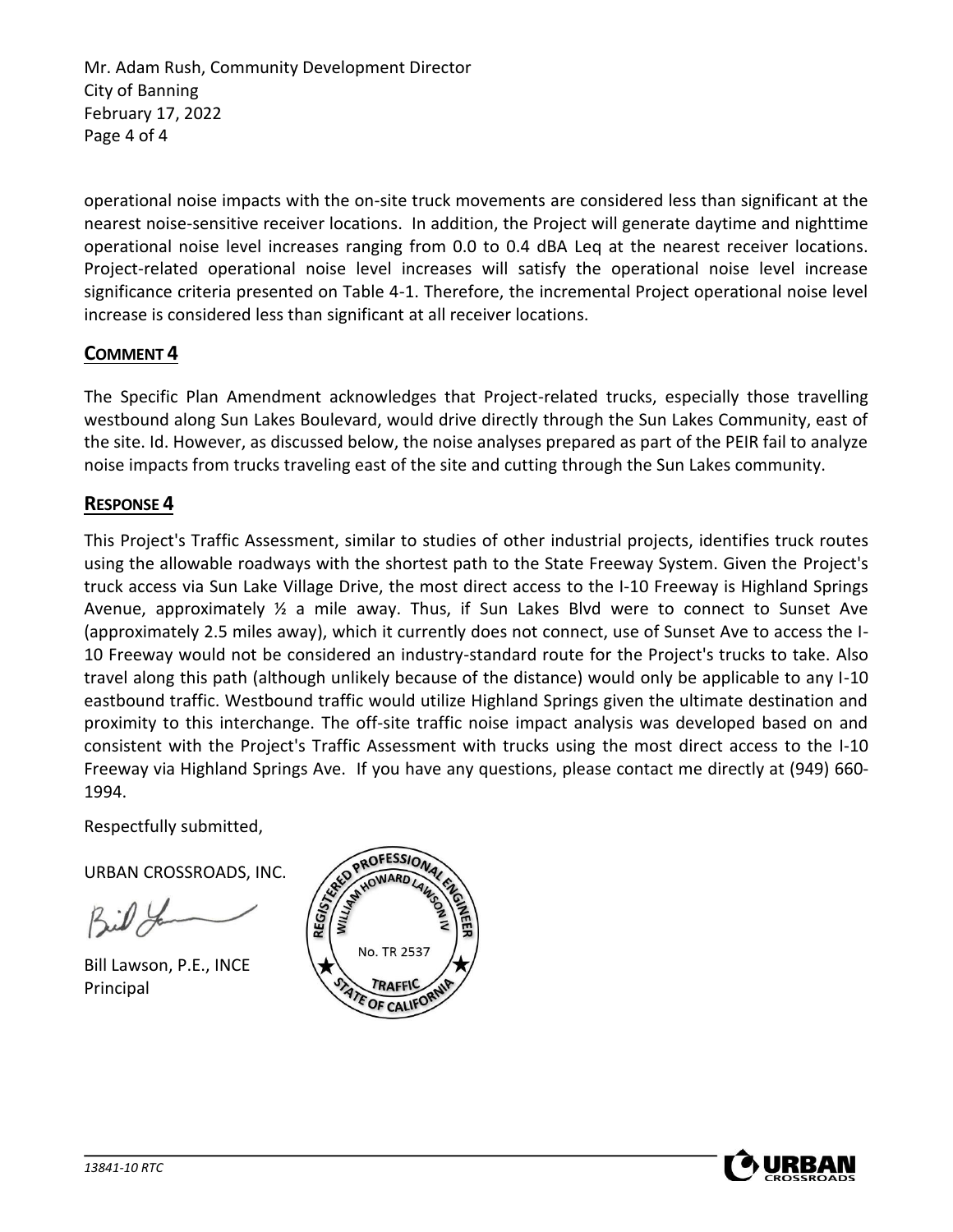operational noise impacts with the on-site truck movements are considered less than significant at the nearest noise-sensitive receiver locations. In addition, the Project will generate daytime and nighttime operational noise level increases ranging from 0.0 to 0.4 dBA Leq at the nearest receiver locations. Project-related operational noise level increases will satisfy the operational noise level increase significance criteria presented on Table 4-1. Therefore, the incremental Project operational noise level increase is considered less than significant at all receiver locations.

## **COMMENT 4**

The Specific Plan Amendment acknowledges that Project-related trucks, especially those travelling westbound along Sun Lakes Boulevard, would drive directly through the Sun Lakes Community, east of the site. Id. However, as discussed below, the noise analyses prepared as part of the PEIR fail to analyze noise impacts from trucks traveling east of the site and cutting through the Sun Lakes community.

## **RESPONSE 4**

This Project's Traffic Assessment, similar to studies of other industrial projects, identifies truck routes using the allowable roadways with the shortest path to the State Freeway System. Given the Project's truck access via Sun Lake Village Drive, the most direct access to the I-10 Freeway is Highland Springs Avenue, approximately ½ a mile away. Thus, if Sun Lakes Blvd were to connect to Sunset Ave (approximately 2.5 miles away), which it currently does not connect, use of Sunset Ave to access the I-10 Freeway would not be considered an industry-standard route for the Project's trucks to take. Also travel along this path (although unlikely because of the distance) would only be applicable to any I-10 eastbound traffic. Westbound traffic would utilize Highland Springs given the ultimate destination and proximity to this interchange. The off-site traffic noise impact analysis was developed based on and consistent with the Project's Traffic Assessment with trucks using the most direct access to the I-10 Freeway via Highland Springs Ave. If you have any questions, please contact me directly at (949) 660-1994.

Respectfully submitted,

URBAN CROSSROADS, INC.

Bill Lawson, P.E., INCE
Principal

REGISTERED PROFESSIONAL ENGINEER
WILLIAM HOWARD LAWSON IV
No. TR 2537
TRAFFIC
STATE OF CALIFORNIA